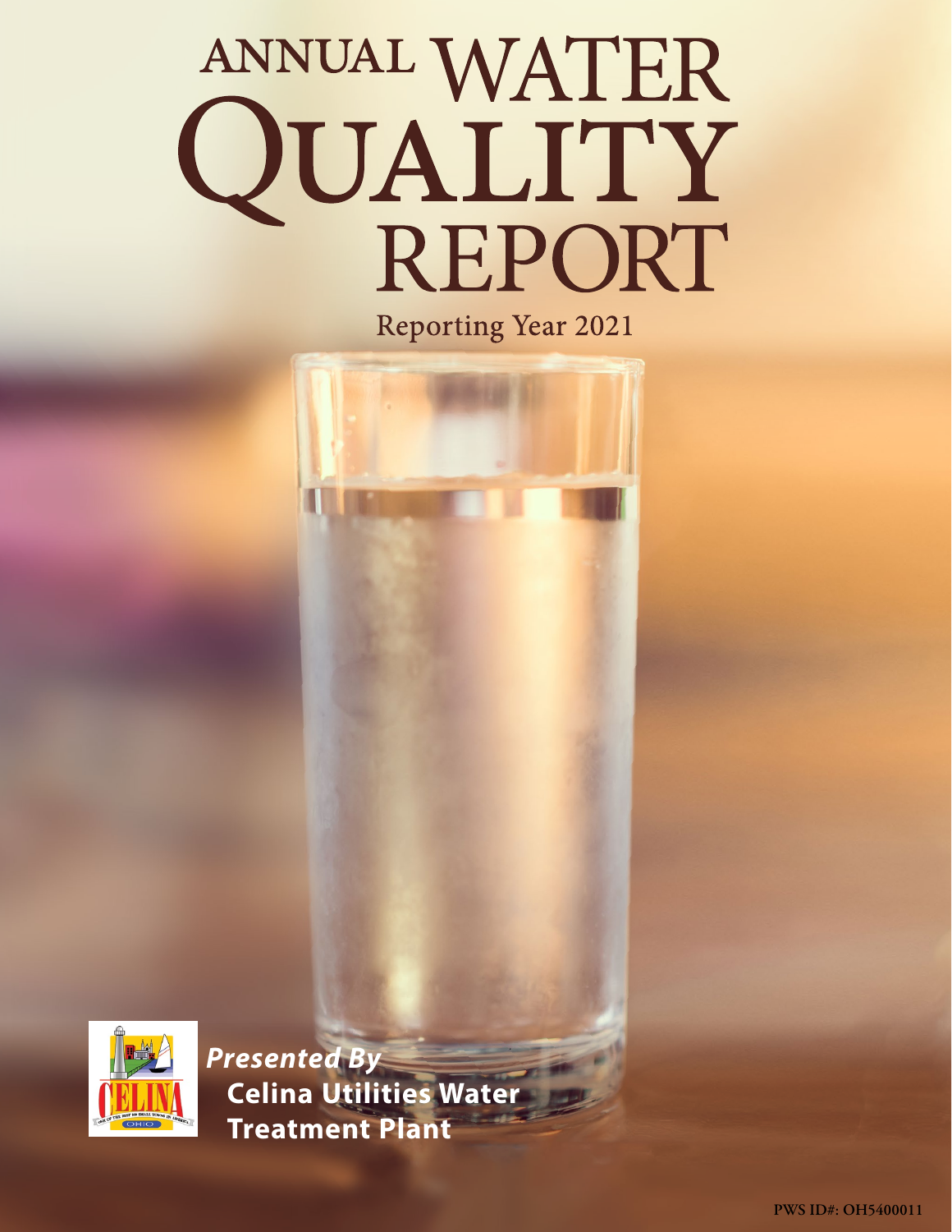# ANNUAL WATER QUALITY REPORT

Reporting Year 2021

*Presented By*

**Celina Utilities Water Treatment Plant**

PWS ID#: OH5400011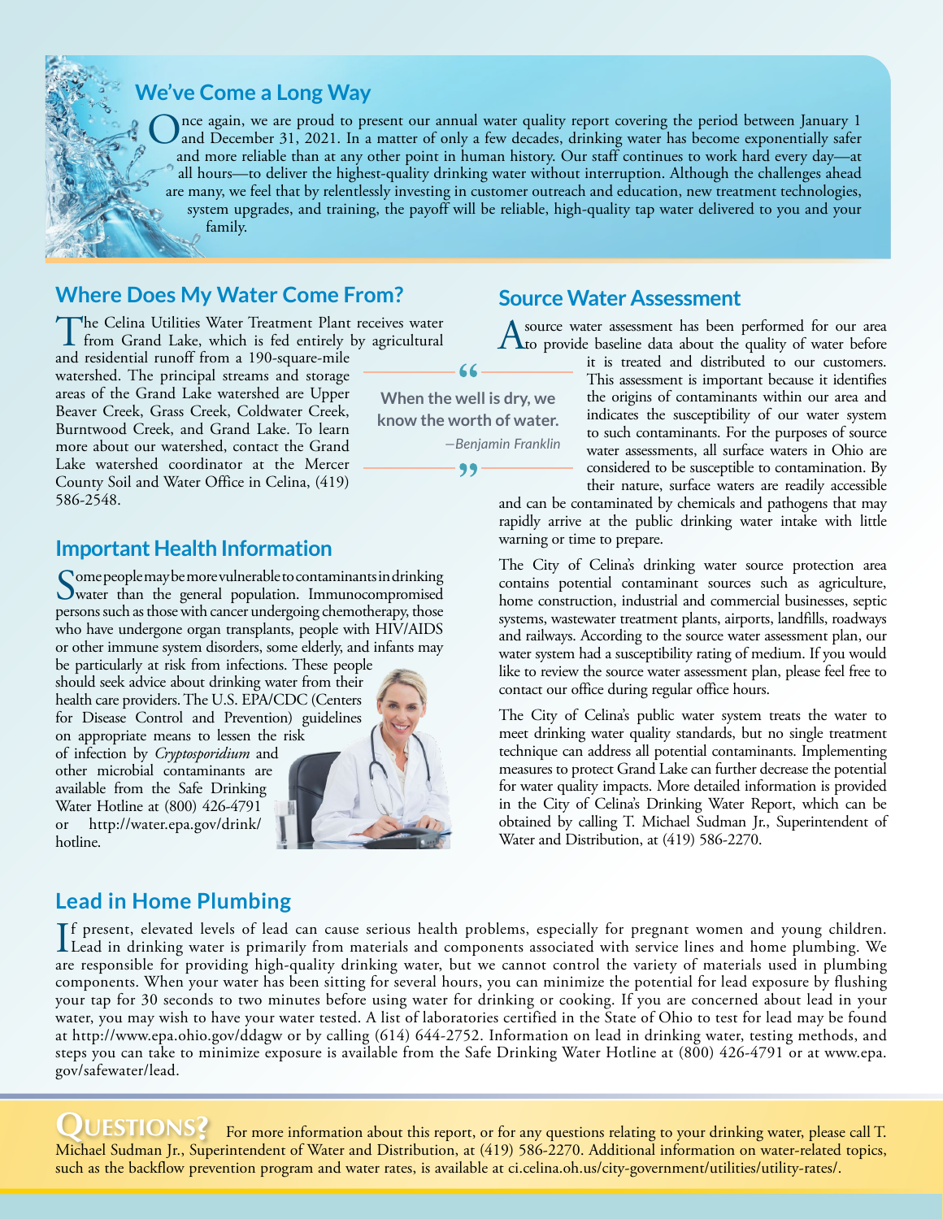## We've Come a Long Way

Once again, we are proud to present our annual water quality report covering the period between January 1 and December 31, 2021. In a matter of only a few decades, drinking water has become exponentially safer and more reliable than at any other point in human history. Our staff continues to work hard every day—at all hours—to deliver the highest-quality drinking water without interruption. Although the challenges ahead are many, we feel that by relentlessly investing in customer outreach and education, new treatment technologies, system upgrades, and training, the payoff will be reliable, high-quality tap water delivered to you and your family.

## Where Does My Water Come From?

The Celina Utilities Water Treatment Plant receives water from Grand Lake, which is fed entirely by agricultural and residential runoff from a 190-square-mile watershed. The principal streams and storage areas of the Grand Lake watershed are Upper Beaver Creek, Grass Creek, Coldwater Creek, Burntwood Creek, and Grand Lake. To learn more about our watershed, contact the Grand Lake watershed coordinator at the Mercer County Soil and Water Office in Celina, (419) 586-2548.

> "When the well is dry, we know the worth of water."
>
> —*Benjamin Franklin*

## Source Water Assessment

A source water assessment has been performed for our area to provide baseline data about the quality of water before it is treated and distributed to our customers. This assessment is important because it identifies the origins of contaminants within our area and indicates the susceptibility of our water system to such contaminants. For the purposes of source water assessments, all surface waters in Ohio are considered to be susceptible to contamination. By their nature, surface waters are readily accessible and can be contaminated by chemicals and pathogens that may rapidly arrive at the public drinking water intake with little warning or time to prepare.

The City of Celina's drinking water source protection area contains potential contaminant sources such as agriculture, home construction, industrial and commercial businesses, septic systems, wastewater treatment plants, airports, landfills, roadways and railways. According to the source water assessment plan, our water system had a susceptibility rating of medium. If you would like to review the source water assessment plan, please feel free to contact our office during regular office hours.

The City of Celina's public water system treats the water to meet drinking water quality standards, but no single treatment technique can address all potential contaminants. Implementing measures to protect Grand Lake can further decrease the potential for water quality impacts. More detailed information is provided in the City of Celina's Drinking Water Report, which can be obtained by calling T. Michael Sudman Jr., Superintendent of Water and Distribution, at (419) 586-2270.

## Important Health Information

Some people may be more vulnerable to contaminants in drinking water than the general population. Immunocompromised persons such as those with cancer undergoing chemotherapy, those who have undergone organ transplants, people with HIV/AIDS or other immune system disorders, some elderly, and infants may be particularly at risk from infections. These people should seek advice about drinking water from their health care providers. The U.S. EPA/CDC (Centers for Disease Control and Prevention) guidelines on appropriate means to lessen the risk of infection by *Cryptosporidium* and other microbial contaminants are available from the Safe Drinking Water Hotline at (800) 426-4791 or http://water.epa.gov/drink/hotline.

## Lead in Home Plumbing

If present, elevated levels of lead can cause serious health problems, especially for pregnant women and young children. Lead in drinking water is primarily from materials and components associated with service lines and home plumbing. We are responsible for providing high-quality drinking water, but we cannot control the variety of materials used in plumbing components. When your water has been sitting for several hours, you can minimize the potential for lead exposure by flushing your tap for 30 seconds to two minutes before using water for drinking or cooking. If you are concerned about lead in your water, you may wish to have your water tested. A list of laboratories certified in the State of Ohio to test for lead may be found at http://www.epa.ohio.gov/ddagw or by calling (614) 644-2752. Information on lead in drinking water, testing methods, and steps you can take to minimize exposure is available from the Safe Drinking Water Hotline at (800) 426-4791 or at www.epa.gov/safewater/lead.

## Questions?

For more information about this report, or for any questions relating to your drinking water, please call T. Michael Sudman Jr., Superintendent of Water and Distribution, at (419) 586-2270. Additional information on water-related topics, such as the backflow prevention program and water rates, is available at ci.celina.oh.us/city-government/utilities/utility-rates/.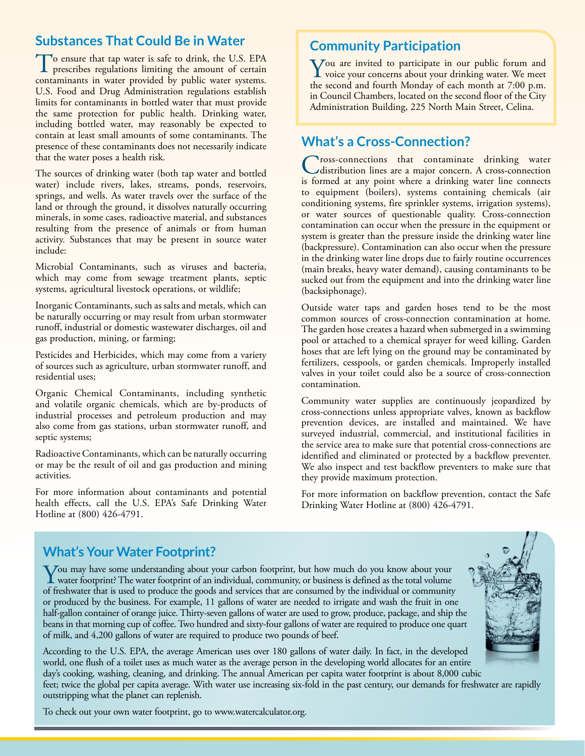## Substances That Could Be in Water

To ensure that tap water is safe to drink, the U.S. EPA prescribes regulations limiting the amount of certain contaminants in water provided by public water systems. U.S. Food and Drug Administration regulations establish limits for contaminants in bottled water that must provide the same protection for public health. Drinking water, including bottled water, may reasonably be expected to contain at least small amounts of some contaminants. The presence of these contaminants does not necessarily indicate that the water poses a health risk.

The sources of drinking water (both tap water and bottled water) include rivers, lakes, streams, ponds, reservoirs, springs, and wells. As water travels over the surface of the land or through the ground, it dissolves naturally occurring minerals, in some cases, radioactive material, and substances resulting from the presence of animals or from human activity. Substances that may be present in source water include:

Microbial Contaminants, such as viruses and bacteria, which may come from sewage treatment plants, septic systems, agricultural livestock operations, or wildlife;

Inorganic Contaminants, such as salts and metals, which can be naturally occurring or may result from urban stormwater runoff, industrial or domestic wastewater discharges, oil and gas production, mining, or farming;

Pesticides and Herbicides, which may come from a variety of sources such as agriculture, urban stormwater runoff, and residential uses;

Organic Chemical Contaminants, including synthetic and volatile organic chemicals, which are by-products of industrial processes and petroleum production and may also come from gas stations, urban stormwater runoff, and septic systems;

Radioactive Contaminants, which can be naturally occurring or may be the result of oil and gas production and mining activities.

For more information about contaminants and potential health effects, call the U.S. EPA's Safe Drinking Water Hotline at (800) 426-4791.

## Community Participation

You are invited to participate in our public forum and voice your concerns about your drinking water. We meet the second and fourth Monday of each month at 7:00 p.m. in Council Chambers, located on the second floor of the City Administration Building, 225 North Main Street, Celina.

## What's a Cross-Connection?

Cross-connections that contaminate drinking water distribution lines are a major concern. A cross-connection is formed at any point where a drinking water line connects to equipment (boilers), systems containing chemicals (air conditioning systems, fire sprinkler systems, irrigation systems), or water sources of questionable quality. Cross-connection contamination can occur when the pressure in the equipment or system is greater than the pressure inside the drinking water line (backpressure). Contamination can also occur when the pressure in the drinking water line drops due to fairly routine occurrences (main breaks, heavy water demand), causing contaminants to be sucked out from the equipment and into the drinking water line (backsiphonage).

Outside water taps and garden hoses tend to be the most common sources of cross-connection contamination at home. The garden hose creates a hazard when submerged in a swimming pool or attached to a chemical sprayer for weed killing. Garden hoses that are left lying on the ground may be contaminated by fertilizers, cesspools, or garden chemicals. Improperly installed valves in your toilet could also be a source of cross-connection contamination.

Community water supplies are continuously jeopardized by cross-connections unless appropriate valves, known as backflow prevention devices, are installed and maintained. We have surveyed industrial, commercial, and institutional facilities in the service area to make sure that potential cross-connections are identified and eliminated or protected by a backflow preventer. We also inspect and test backflow preventers to make sure that they provide maximum protection.

For more information on backflow prevention, contact the Safe Drinking Water Hotline at (800) 426-4791.

## What's Your Water Footprint?

You may have some understanding about your carbon footprint, but how much do you know about your water footprint? The water footprint of an individual, community, or business is defined as the total volume of freshwater that is used to produce the goods and services that are consumed by the individual or community or produced by the business. For example, 11 gallons of water are needed to irrigate and wash the fruit in one half-gallon container of orange juice. Thirty-seven gallons of water are used to grow, produce, package, and ship the beans in that morning cup of coffee. Two hundred and sixty-four gallons of water are required to produce one quart of milk, and 4,200 gallons of water are required to produce two pounds of beef.

According to the U.S. EPA, the average American uses over 180 gallons of water daily. In fact, in the developed world, one flush of a toilet uses as much water as the average person in the developing world allocates for an entire day's cooking, washing, cleaning, and drinking. The annual American per capita water footprint is about 8,000 cubic feet; twice the global per capita average. With water use increasing six-fold in the past century, our demands for freshwater are rapidly outstripping what the planet can replenish.

To check out your own water footprint, go to www.watercalculator.org.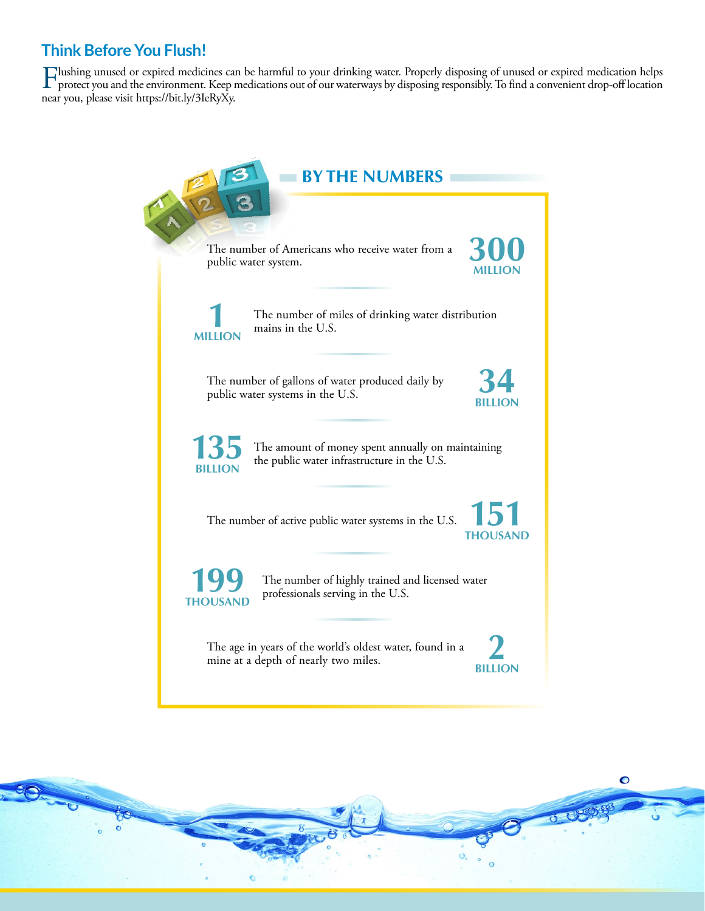## Think Before You Flush!

Flushing unused or expired medicines can be harmful to your drinking water. Properly disposing of unused or expired medication helps protect you and the environment. Keep medications out of our waterways by disposing responsibly. To find a convenient drop-off location near you, please visit https://bit.ly/3IeRyXy.

## BY THE NUMBERS

**300 MILLION** — The number of Americans who receive water from a public water system.

**1 MILLION** — The number of miles of drinking water distribution mains in the U.S.

**34 BILLION** — The number of gallons of water produced daily by public water systems in the U.S.

**135 BILLION** — The amount of money spent annually on maintaining the public water infrastructure in the U.S.

**151 THOUSAND** — The number of active public water systems in the U.S.

**199 THOUSAND** — The number of highly trained and licensed water professionals serving in the U.S.

**2 BILLION** — The age in years of the world's oldest water, found in a mine at a depth of nearly two miles.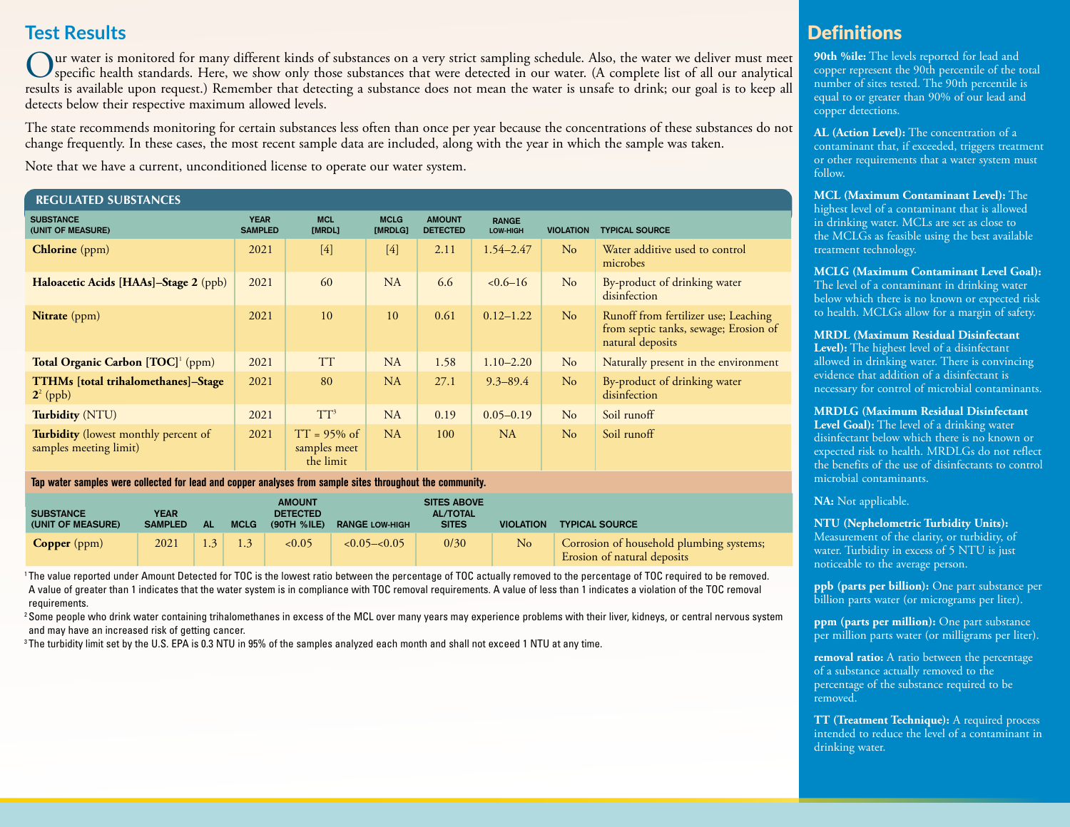## Test Results

Our water is monitored for many different kinds of substances on a very strict sampling schedule. Also, the water we deliver must meet specific health standards. Here, we show only those substances that were detected in our water. (A complete list of all our analytical results is available upon request.) Remember that detecting a substance does not mean the water is unsafe to drink; our goal is to keep all detects below their respective maximum allowed levels.

The state recommends monitoring for certain substances less often than once per year because the concentrations of these substances do not change frequently. In these cases, the most recent sample data are included, along with the year in which the sample was taken.

Note that we have a current, unconditioned license to operate our water system.

### REGULATED SUBSTANCES

| SUBSTANCE (UNIT OF MEASURE) | YEAR SAMPLED | MCL [MRDL] | MCLG [MRDLG] | AMOUNT DETECTED | RANGE LOW-HIGH | VIOLATION | TYPICAL SOURCE |
|---|---|---|---|---|---|---|---|
| **Chlorine** (ppm) | 2021 | [4] | [4] | 2.11 | 1.54–2.47 | No | Water additive used to control microbes |
| **Haloacetic Acids [HAAs]–Stage 2** (ppb) | 2021 | 60 | NA | 6.6 | <0.6–16 | No | By-product of drinking water disinfection |
| **Nitrate** (ppm) | 2021 | 10 | 10 | 0.61 | 0.12–1.22 | No | Runoff from fertilizer use; Leaching from septic tanks, sewage; Erosion of natural deposits |
| **Total Organic Carbon [TOC]**[1] (ppm) | 2021 | TT | NA | 1.58 | 1.10–2.20 | No | Naturally present in the environment |
| **TTHMs [total trihalomethanes]–Stage 2**[2] (ppb) | 2021 | 80 | NA | 27.1 | 9.3–89.4 | No | By-product of drinking water disinfection |
| **Turbidity** (NTU) | 2021 | TT[3] | NA | 0.19 | 0.05–0.19 | No | Soil runoff |
| **Turbidity** (lowest monthly percent of samples meeting limit) | 2021 | TT = 95% of samples meet the limit | NA | 100 | NA | No | Soil runoff |

**Tap water samples were collected for lead and copper analyses from sample sites throughout the community.**

| SUBSTANCE (UNIT OF MEASURE) | YEAR SAMPLED | AL | MCLG | AMOUNT DETECTED (90TH %ILE) | RANGE LOW-HIGH | SITES ABOVE AL/TOTAL SITES | VIOLATION | TYPICAL SOURCE |
|---|---|---|---|---|---|---|---|---|
| **Copper** (ppm) | 2021 | 1.3 | 1.3 | <0.05 | <0.05–<0.05 | 0/30 | No | Corrosion of household plumbing systems; Erosion of natural deposits |

[1] The value reported under Amount Detected for TOC is the lowest ratio between the percentage of TOC actually removed to the percentage of TOC required to be removed. A value of greater than 1 indicates that the water system is in compliance with TOC removal requirements. A value of less than 1 indicates a violation of the TOC removal requirements.

[2] Some people who drink water containing trihalomethanes in excess of the MCL over many years may experience problems with their liver, kidneys, or central nervous system and may have an increased risk of getting cancer.

[3] The turbidity limit set by the U.S. EPA is 0.3 NTU in 95% of the samples analyzed each month and shall not exceed 1 NTU at any time.

## Definitions

**90th %ile:** The levels reported for lead and copper represent the 90th percentile of the total number of sites tested. The 90th percentile is equal to or greater than 90% of our lead and copper detections.

**AL (Action Level):** The concentration of a contaminant that, if exceeded, triggers treatment or other requirements that a water system must follow.

**MCL (Maximum Contaminant Level):** The highest level of a contaminant that is allowed in drinking water. MCLs are set as close to the MCLGs as feasible using the best available treatment technology.

**MCLG (Maximum Contaminant Level Goal):** The level of a contaminant in drinking water below which there is no known or expected risk to health. MCLGs allow for a margin of safety.

**MRDL (Maximum Residual Disinfectant Level):** The highest level of a disinfectant allowed in drinking water. There is convincing evidence that addition of a disinfectant is necessary for control of microbial contaminants.

**MRDLG (Maximum Residual Disinfectant Level Goal):** The level of a drinking water disinfectant below which there is no known or expected risk to health. MRDLGs do not reflect the benefits of the use of disinfectants to control microbial contaminants.

**NA:** Not applicable.

**NTU (Nephelometric Turbidity Units):** Measurement of the clarity, or turbidity, of water. Turbidity in excess of 5 NTU is just noticeable to the average person.

**ppb (parts per billion):** One part substance per billion parts water (or micrograms per liter).

**ppm (parts per million):** One part substance per million parts water (or milligrams per liter).

**removal ratio:** A ratio between the percentage of a substance actually removed to the percentage of the substance required to be removed.

**TT (Treatment Technique):** A required process intended to reduce the level of a contaminant in drinking water.